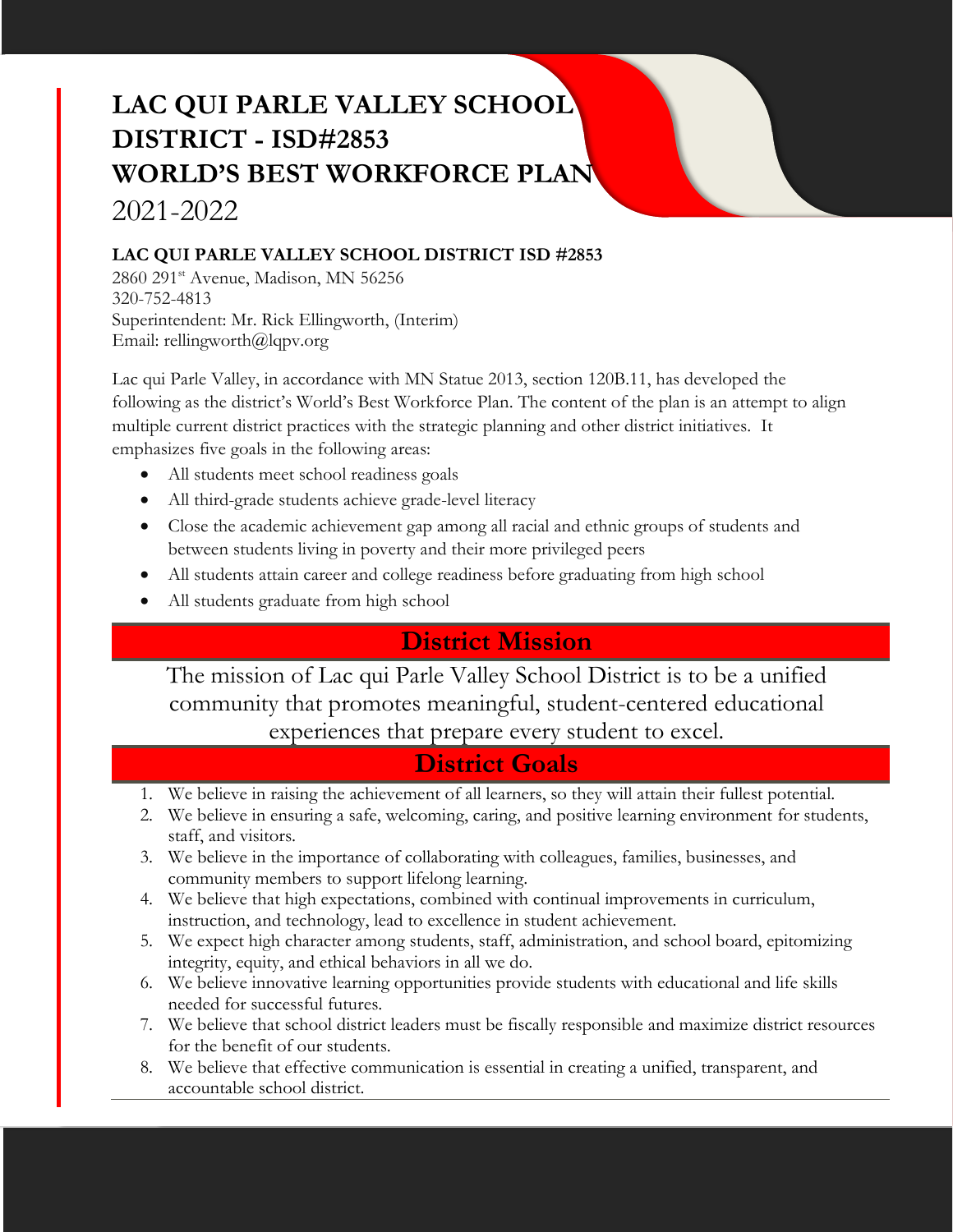# LAC QUI PARLE VALLEY SCHOOL DISTRICT - ISD#2853 WORLD'S BEST WORKFORCE PLAN

2021-2022

**LAC QUI PARLE VALLEY SCHOOL DISTRICT ISD #2853**

2860 291st Avenue, Madison, MN 56256
320-752-4813
Superintendent: Mr. Rick Ellingworth, (Interim)
Email: rellingworth@lqpv.org

Lac qui Parle Valley, in accordance with MN Statue 2013, section 120B.11, has developed the following as the district's World's Best Workforce Plan. The content of the plan is an attempt to align multiple current district practices with the strategic planning and other district initiatives. It emphasizes five goals in the following areas:

- All students meet school readiness goals
- All third-grade students achieve grade-level literacy
- Close the academic achievement gap among all racial and ethnic groups of students and between students living in poverty and their more privileged peers
- All students attain career and college readiness before graduating from high school
- All students graduate from high school

## District Mission

The mission of Lac qui Parle Valley School District is to be a unified community that promotes meaningful, student-centered educational experiences that prepare every student to excel.

## District Goals

1. We believe in raising the achievement of all learners, so they will attain their fullest potential.
2. We believe in ensuring a safe, welcoming, caring, and positive learning environment for students, staff, and visitors.
3. We believe in the importance of collaborating with colleagues, families, businesses, and community members to support lifelong learning.
4. We believe that high expectations, combined with continual improvements in curriculum, instruction, and technology, lead to excellence in student achievement.
5. We expect high character among students, staff, administration, and school board, epitomizing integrity, equity, and ethical behaviors in all we do.
6. We believe innovative learning opportunities provide students with educational and life skills needed for successful futures.
7. We believe that school district leaders must be fiscally responsible and maximize district resources for the benefit of our students.
8. We believe that effective communication is essential in creating a unified, transparent, and accountable school district.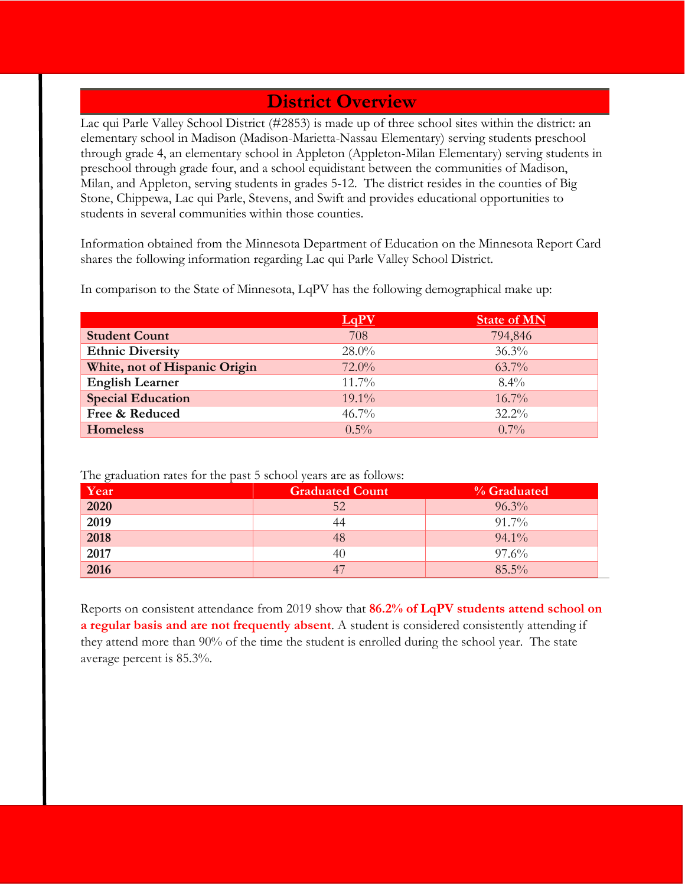## District Overview

Lac qui Parle Valley School District (#2853) is made up of three school sites within the district: an elementary school in Madison (Madison-Marietta-Nassau Elementary) serving students preschool through grade 4, an elementary school in Appleton (Appleton-Milan Elementary) serving students in preschool through grade four, and a school equidistant between the communities of Madison, Milan, and Appleton, serving students in grades 5-12. The district resides in the counties of Big Stone, Chippewa, Lac qui Parle, Stevens, and Swift and provides educational opportunities to students in several communities within those counties.

Information obtained from the Minnesota Department of Education on the Minnesota Report Card shares the following information regarding Lac qui Parle Valley School District.

In comparison to the State of Minnesota, LqPV has the following demographical make up:

| | LqPV | State of MN |
|---|---|---|
| **Student Count** | 708 | 794,846 |
| **Ethnic Diversity** | 28.0% | 36.3% |
| **White, not of Hispanic Origin** | 72.0% | 63.7% |
| **English Learner** | 11.7% | 8.4% |
| **Special Education** | 19.1% | 16.7% |
| **Free & Reduced** | 46.7% | 32.2% |
| **Homeless** | 0.5% | 0.7% |

The graduation rates for the past 5 school years are as follows:

| Year | Graduated Count | % Graduated |
|---|---|---|
| **2020** | 52 | 96.3% |
| **2019** | 44 | 91.7% |
| **2018** | 48 | 94.1% |
| **2017** | 40 | 97.6% |
| **2016** | 47 | 85.5% |

Reports on consistent attendance from 2019 show that **86.2% of LqPV students attend school on a regular basis and are not frequently absent**. A student is considered consistently attending if they attend more than 90% of the time the student is enrolled during the school year. The state average percent is 85.3%.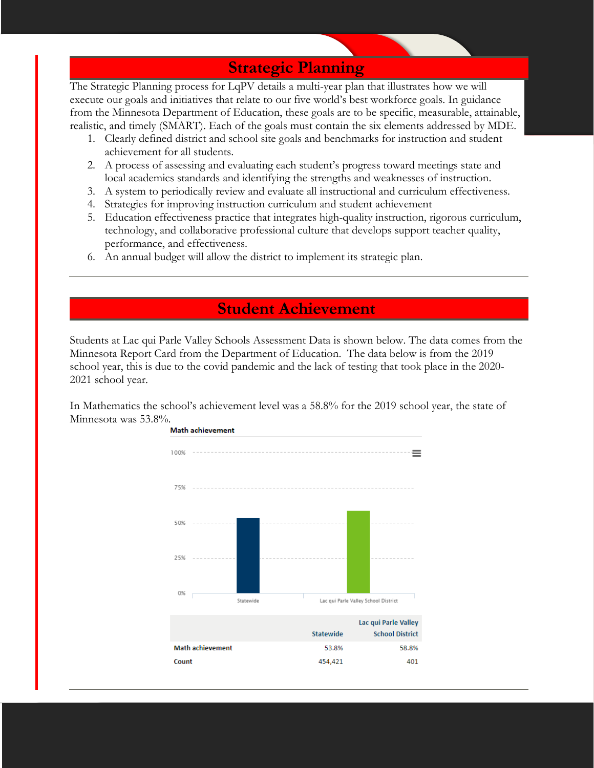# Strategic Planning

The Strategic Planning process for LqPV details a multi-year plan that illustrates how we will execute our goals and initiatives that relate to our five world's best workforce goals. In guidance from the Minnesota Department of Education, these goals are to be specific, measurable, attainable, realistic, and timely (SMART). Each of the goals must contain the six elements addressed by MDE.

1. Clearly defined district and school site goals and benchmarks for instruction and student achievement for all students.
2. A process of assessing and evaluating each student's progress toward meetings state and local academics standards and identifying the strengths and weaknesses of instruction.
3. A system to periodically review and evaluate all instructional and curriculum effectiveness.
4. Strategies for improving instruction curriculum and student achievement
5. Education effectiveness practice that integrates high-quality instruction, rigorous curriculum, technology, and collaborative professional culture that develops support teacher quality, performance, and effectiveness.
6. An annual budget will allow the district to implement its strategic plan.

# Student Achievement

Students at Lac qui Parle Valley Schools Assessment Data is shown below. The data comes from the Minnesota Report Card from the Department of Education. The data below is from the 2019 school year, this is due to the covid pandemic and the lack of testing that took place in the 2020-2021 school year.

In Mathematics the school's achievement level was a 58.8% for the 2019 school year, the state of Minnesota was 53.8%.

**Math achievement**

| | Statewide | Lac qui Parle Valley School District |
|---|---|---|
| **Math achievement** | 53.8% | 58.8% |
| **Count** | 454,421 | 401 |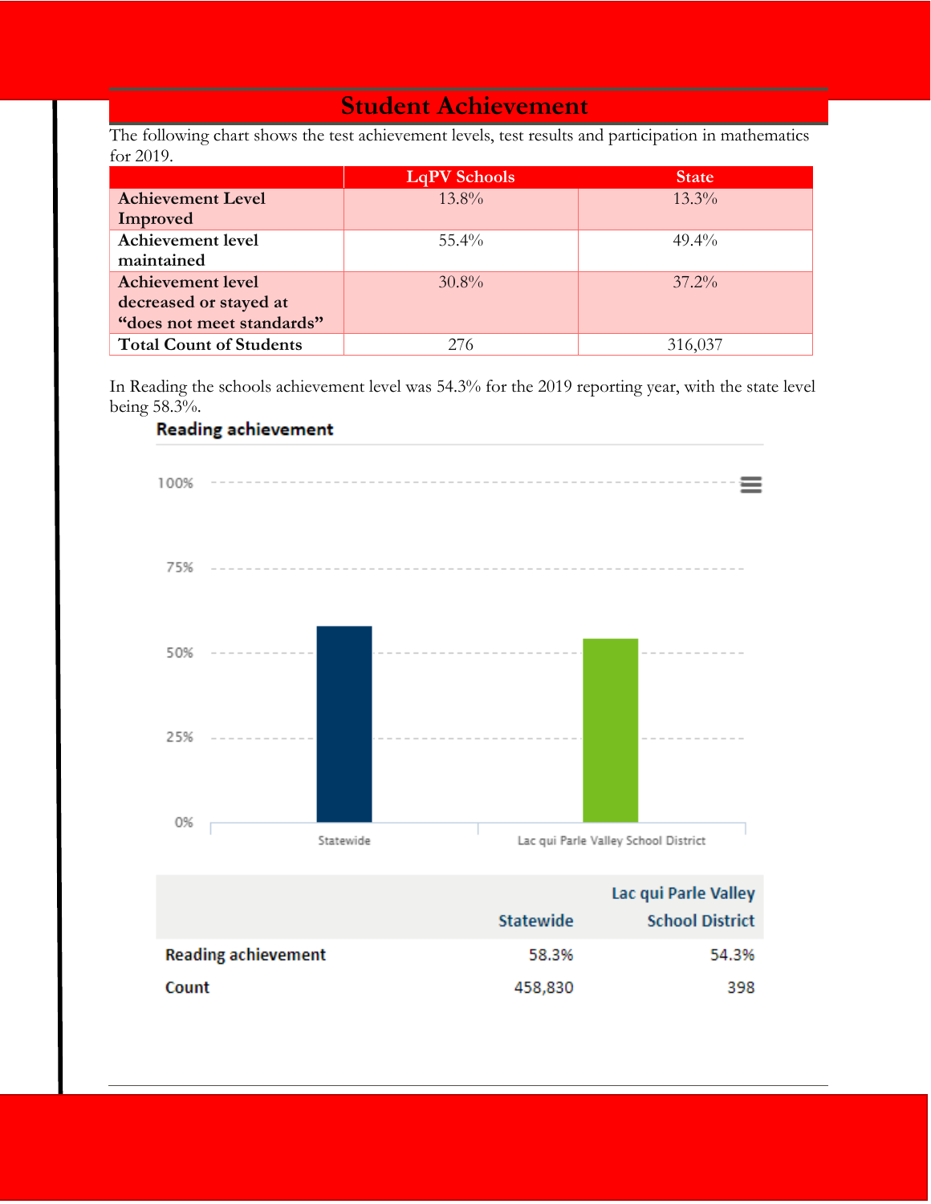## Student Achievement

The following chart shows the test achievement levels, test results and participation in mathematics for 2019.

| | LqPV Schools | State |
|---|---|---|
| **Achievement Level Improved** | 13.8% | 13.3% |
| **Achievement level maintained** | 55.4% | 49.4% |
| **Achievement level decreased or stayed at "does not meet standards"** | 30.8% | 37.2% |
| **Total Count of Students** | 276 | 316,037 |

In Reading the schools achievement level was 54.3% for the 2019 reporting year, with the state level being 58.3%.

**Reading achievement**

| | Statewide | Lac qui Parle Valley School District |
|---|---|---|
| Reading achievement | 58.3% | 54.3% |
| Count | 458,830 | 398 |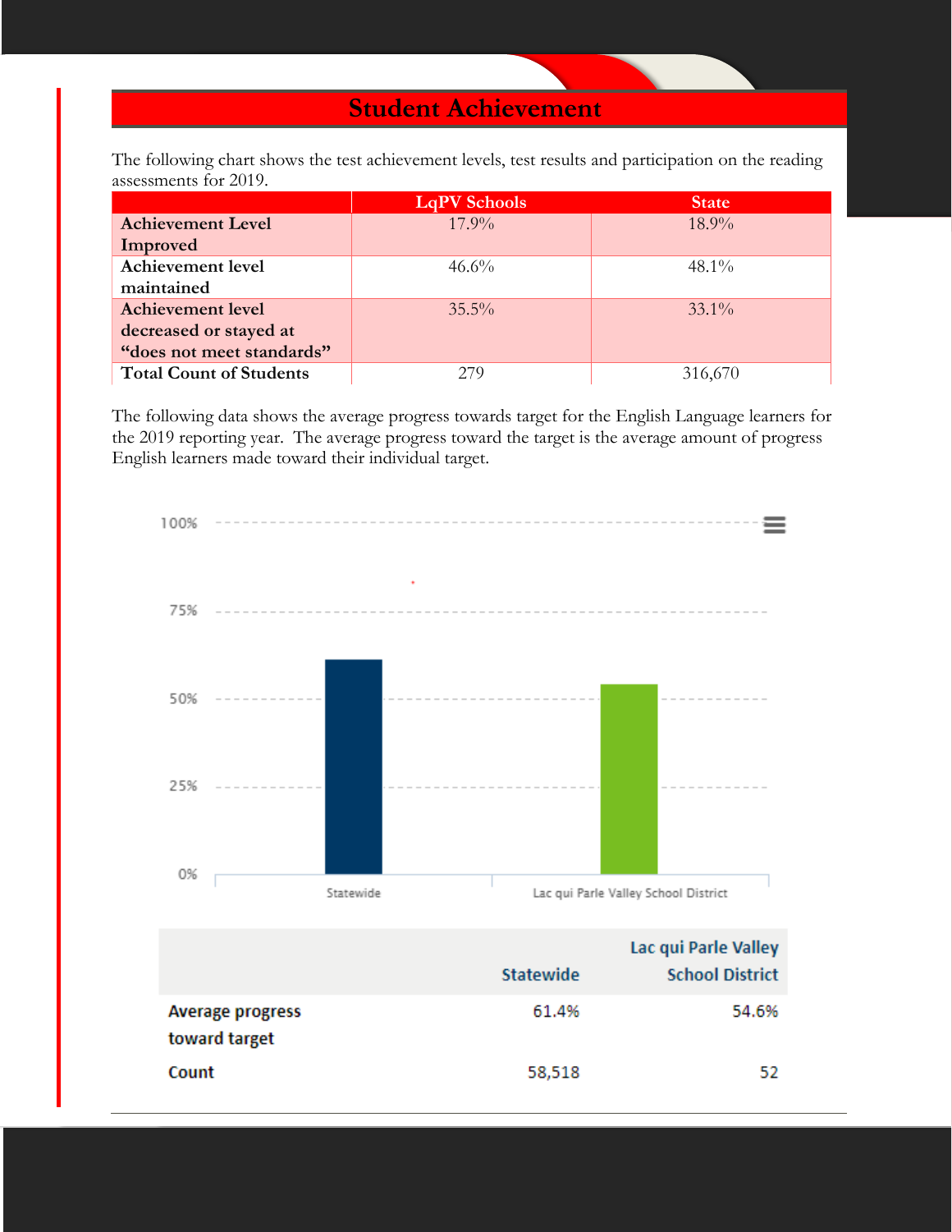## Student Achievement

The following chart shows the test achievement levels, test results and participation on the reading assessments for 2019.

| | LqPV Schools | State |
|---|---|---|
| **Achievement Level Improved** | 17.9% | 18.9% |
| **Achievement level maintained** | 46.6% | 48.1% |
| **Achievement level decreased or stayed at "does not meet standards"** | 35.5% | 33.1% |
| **Total Count of Students** | 279 | 316,670 |

The following data shows the average progress towards target for the English Language learners for the 2019 reporting year. The average progress toward the target is the average amount of progress English learners made toward their individual target.

| | Statewide | Lac qui Parle Valley School District |
|---|---|---|
| **Average progress toward target** | 61.4% | 54.6% |
| **Count** | 58,518 | 52 |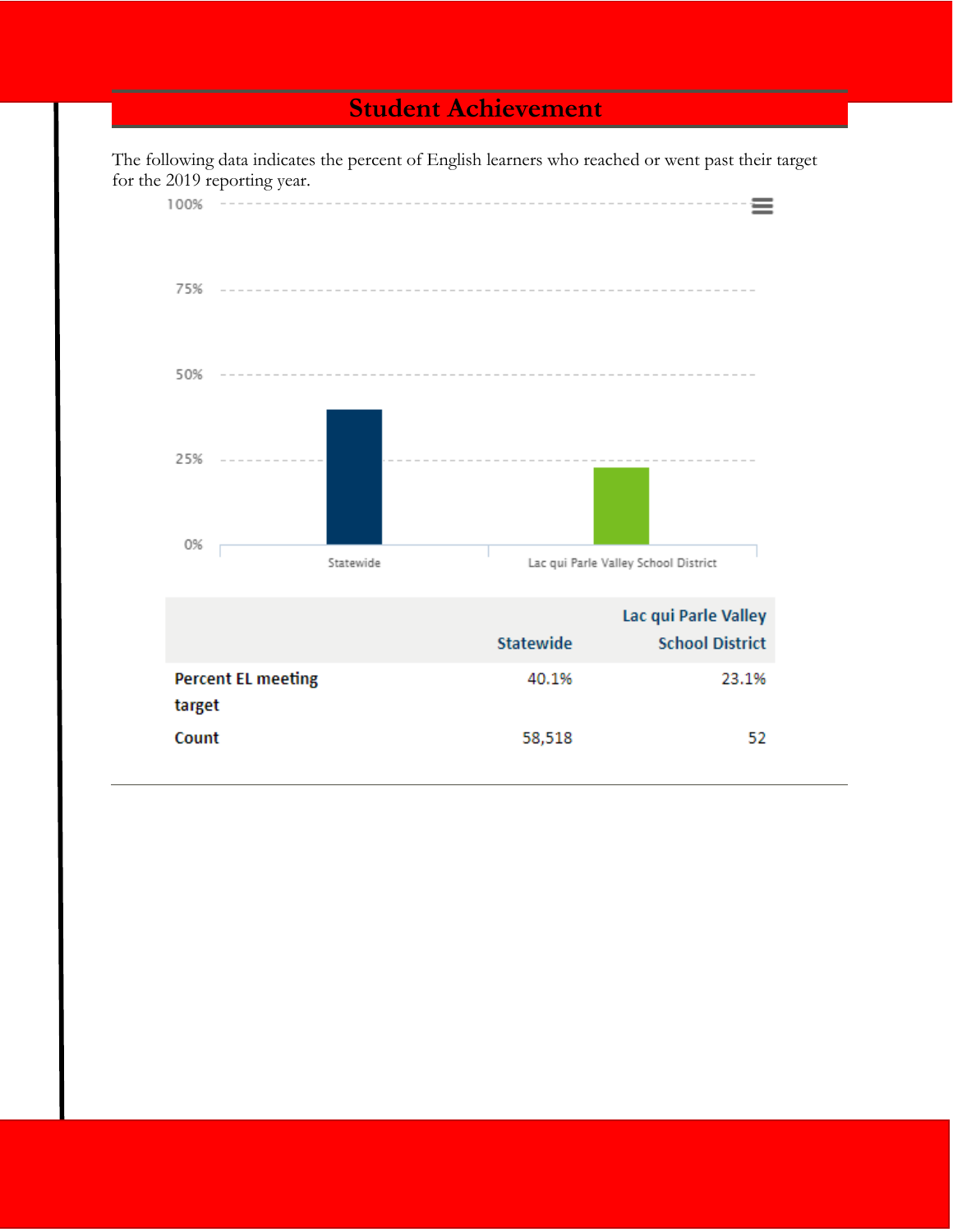## Student Achievement

The following data indicates the percent of English learners who reached or went past their target for the 2019 reporting year.

| | Statewide | Lac qui Parle Valley School District |
|---|---|---|
| **Percent EL meeting target** | 40.1% | 23.1% |
| **Count** | 58,518 | 52 |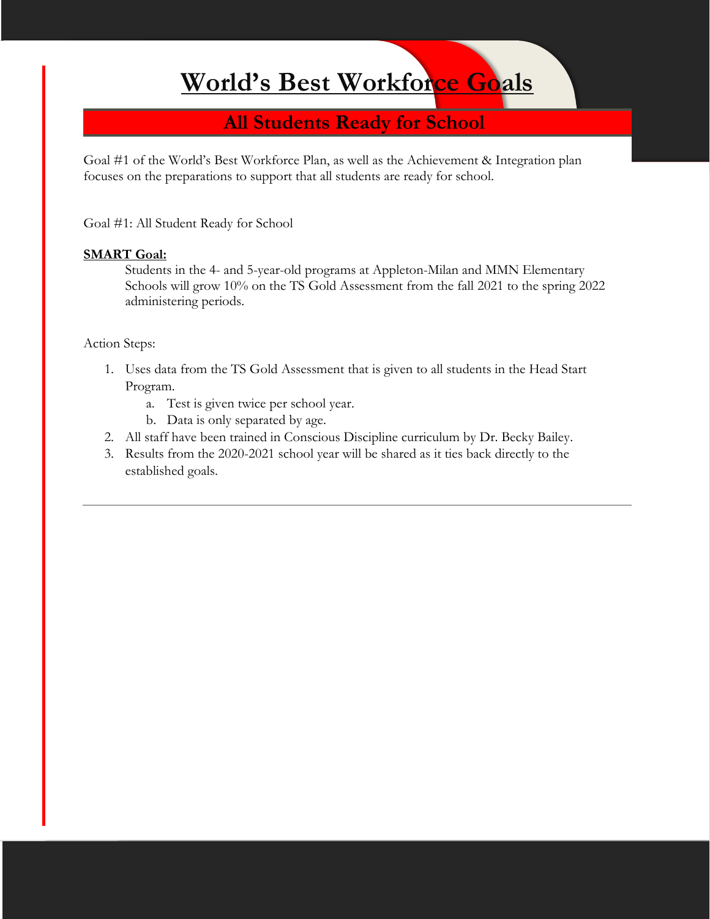# World's Best Workforce Goals

## All Students Ready for School

Goal #1 of the World's Best Workforce Plan, as well as the Achievement & Integration plan focuses on the preparations to support that all students are ready for school.

Goal #1: All Student Ready for School

**SMART Goal:**

Students in the 4- and 5-year-old programs at Appleton-Milan and MMN Elementary Schools will grow 10% on the TS Gold Assessment from the fall 2021 to the spring 2022 administering periods.

Action Steps:

1. Uses data from the TS Gold Assessment that is given to all students in the Head Start Program.
   a. Test is given twice per school year.
   b. Data is only separated by age.
2. All staff have been trained in Conscious Discipline curriculum by Dr. Becky Bailey.
3. Results from the 2020-2021 school year will be shared as it ties back directly to the established goals.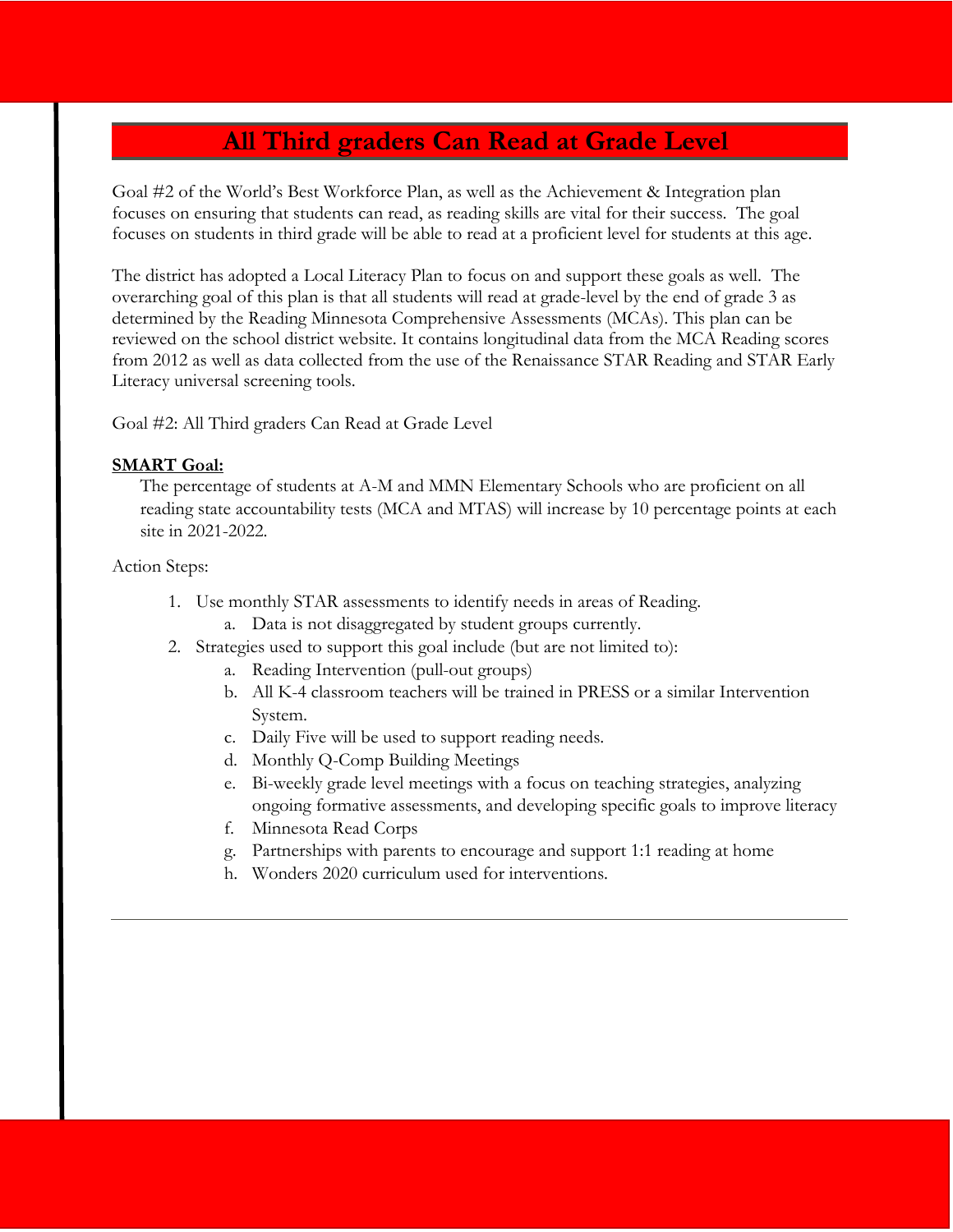## All Third graders Can Read at Grade Level

Goal #2 of the World's Best Workforce Plan, as well as the Achievement & Integration plan focuses on ensuring that students can read, as reading skills are vital for their success. The goal focuses on students in third grade will be able to read at a proficient level for students at this age.

The district has adopted a Local Literacy Plan to focus on and support these goals as well. The overarching goal of this plan is that all students will read at grade-level by the end of grade 3 as determined by the Reading Minnesota Comprehensive Assessments (MCAs). This plan can be reviewed on the school district website. It contains longitudinal data from the MCA Reading scores from 2012 as well as data collected from the use of the Renaissance STAR Reading and STAR Early Literacy universal screening tools.

Goal #2: All Third graders Can Read at Grade Level

**SMART Goal:**

The percentage of students at A-M and MMN Elementary Schools who are proficient on all reading state accountability tests (MCA and MTAS) will increase by 10 percentage points at each site in 2021-2022.

Action Steps:

1. Use monthly STAR assessments to identify needs in areas of Reading.
   a. Data is not disaggregated by student groups currently.
2. Strategies used to support this goal include (but are not limited to):
   a. Reading Intervention (pull-out groups)
   b. All K-4 classroom teachers will be trained in PRESS or a similar Intervention System.
   c. Daily Five will be used to support reading needs.
   d. Monthly Q-Comp Building Meetings
   e. Bi-weekly grade level meetings with a focus on teaching strategies, analyzing ongoing formative assessments, and developing specific goals to improve literacy
   f. Minnesota Read Corps
   g. Partnerships with parents to encourage and support 1:1 reading at home
   h. Wonders 2020 curriculum used for interventions.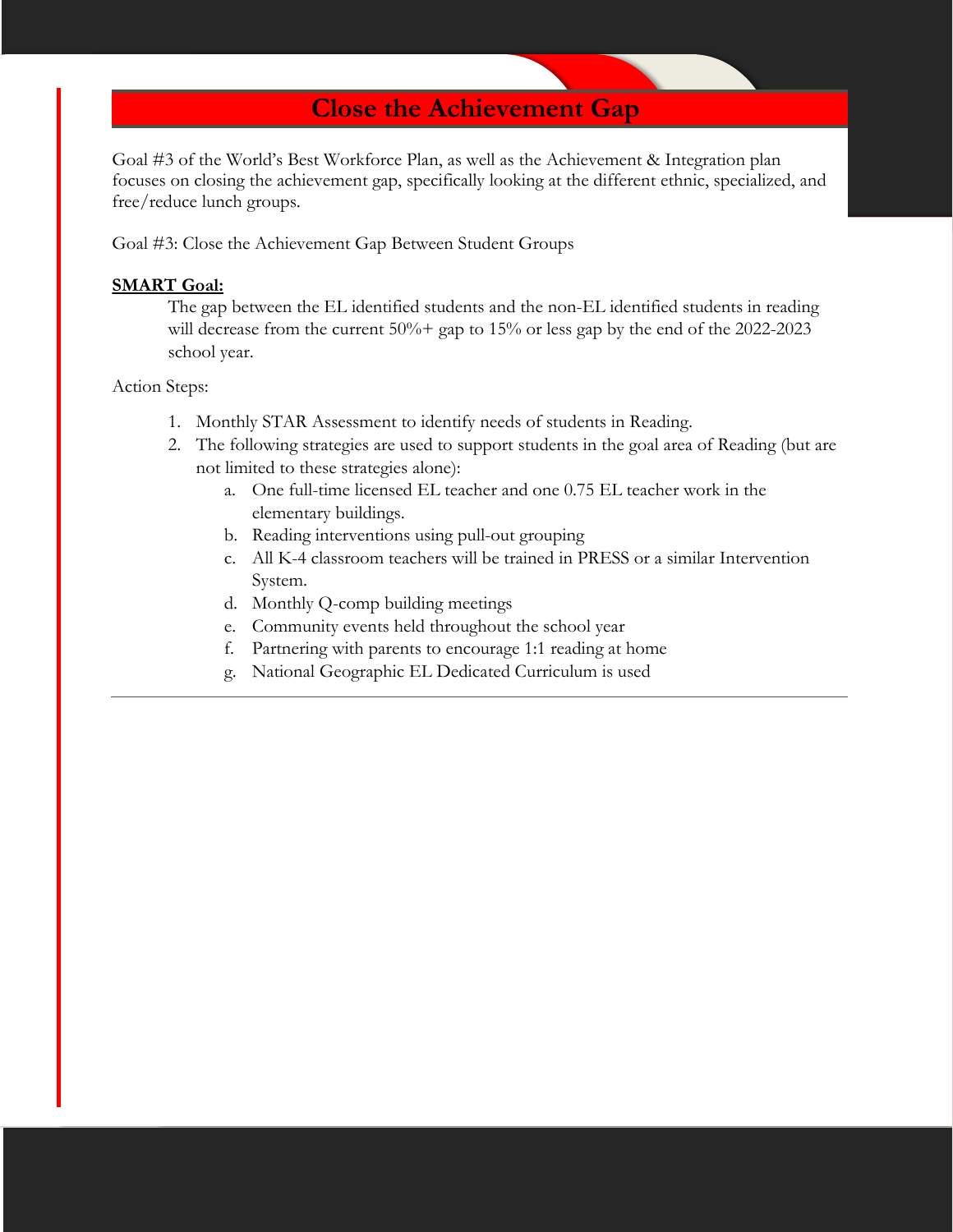# Close the Achievement Gap

Goal #3 of the World's Best Workforce Plan, as well as the Achievement & Integration plan focuses on closing the achievement gap, specifically looking at the different ethnic, specialized, and free/reduce lunch groups.

Goal #3: Close the Achievement Gap Between Student Groups

**SMART Goal:**

The gap between the EL identified students and the non-EL identified students in reading will decrease from the current 50%+ gap to 15% or less gap by the end of the 2022-2023 school year.

Action Steps:

1. Monthly STAR Assessment to identify needs of students in Reading.
2. The following strategies are used to support students in the goal area of Reading (but are not limited to these strategies alone):
   a. One full-time licensed EL teacher and one 0.75 EL teacher work in the elementary buildings.
   b. Reading interventions using pull-out grouping
   c. All K-4 classroom teachers will be trained in PRESS or a similar Intervention System.
   d. Monthly Q-comp building meetings
   e. Community events held throughout the school year
   f. Partnering with parents to encourage 1:1 reading at home
   g. National Geographic EL Dedicated Curriculum is used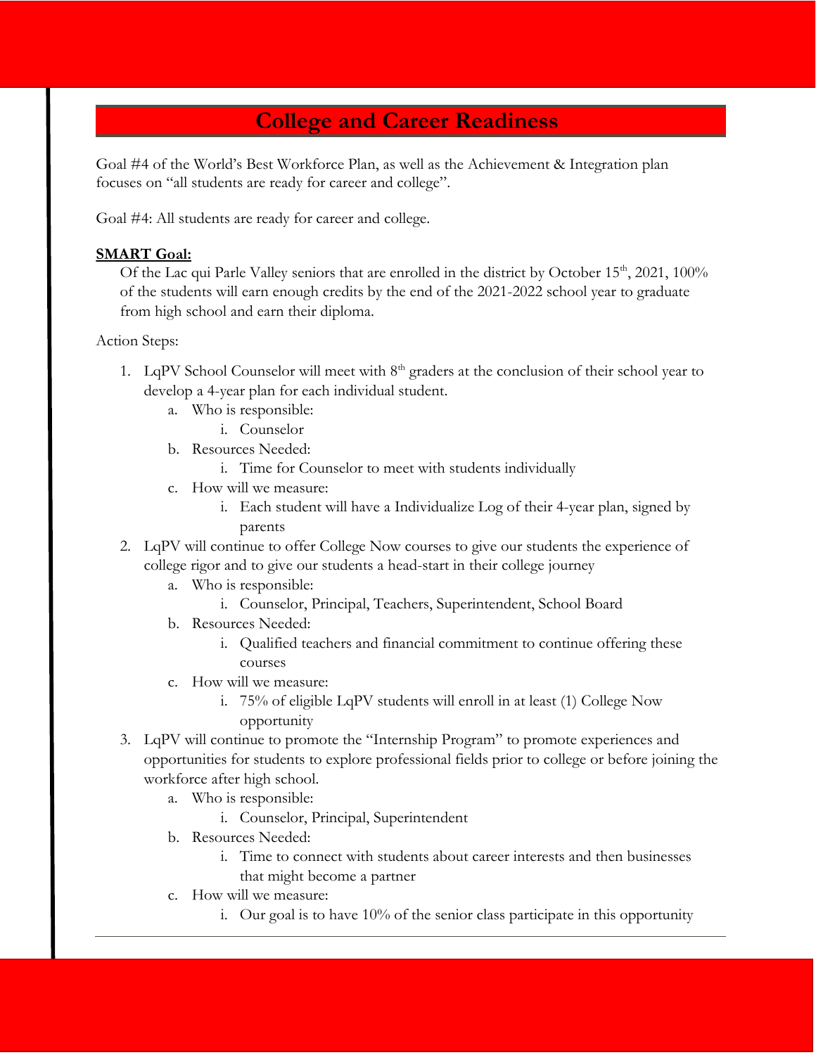# College and Career Readiness

Goal #4 of the World's Best Workforce Plan, as well as the Achievement & Integration plan focuses on "all students are ready for career and college".

Goal #4: All students are ready for career and college.

**SMART Goal:**

Of the Lac qui Parle Valley seniors that are enrolled in the district by October 15th, 2021, 100% of the students will earn enough credits by the end of the 2021-2022 school year to graduate from high school and earn their diploma.

Action Steps:

1. LqPV School Counselor will meet with 8th graders at the conclusion of their school year to develop a 4-year plan for each individual student.
   a. Who is responsible:
      i. Counselor
   b. Resources Needed:
      i. Time for Counselor to meet with students individually
   c. How will we measure:
      i. Each student will have a Individualize Log of their 4-year plan, signed by parents
2. LqPV will continue to offer College Now courses to give our students the experience of college rigor and to give our students a head-start in their college journey
   a. Who is responsible:
      i. Counselor, Principal, Teachers, Superintendent, School Board
   b. Resources Needed:
      i. Qualified teachers and financial commitment to continue offering these courses
   c. How will we measure:
      i. 75% of eligible LqPV students will enroll in at least (1) College Now opportunity
3. LqPV will continue to promote the "Internship Program" to promote experiences and opportunities for students to explore professional fields prior to college or before joining the workforce after high school.
   a. Who is responsible:
      i. Counselor, Principal, Superintendent
   b. Resources Needed:
      i. Time to connect with students about career interests and then businesses that might become a partner
   c. How will we measure:
      i. Our goal is to have 10% of the senior class participate in this opportunity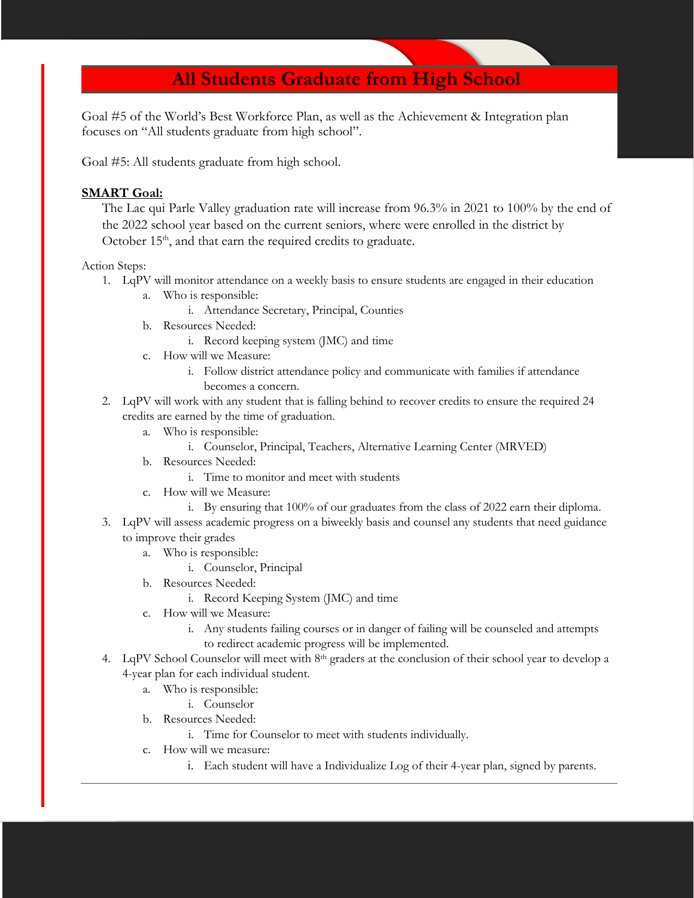# All Students Graduate from High School

Goal #5 of the World's Best Workforce Plan, as well as the Achievement & Integration plan focuses on "All students graduate from high school".

Goal #5: All students graduate from high school.

**SMART Goal:**

The Lac qui Parle Valley graduation rate will increase from 96.3% in 2021 to 100% by the end of the 2022 school year based on the current seniors, where were enrolled in the district by October 15th, and that earn the required credits to graduate.

Action Steps:

1. LqPV will monitor attendance on a weekly basis to ensure students are engaged in their education
    a. Who is responsible:
        i. Attendance Secretary, Principal, Counties
    b. Resources Needed:
        i. Record keeping system (JMC) and time
    c. How will we Measure:
        i. Follow district attendance policy and communicate with families if attendance becomes a concern.
2. LqPV will work with any student that is falling behind to recover credits to ensure the required 24 credits are earned by the time of graduation.
    a. Who is responsible:
        i. Counselor, Principal, Teachers, Alternative Learning Center (MRVED)
    b. Resources Needed:
        i. Time to monitor and meet with students
    c. How will we Measure:
        i. By ensuring that 100% of our graduates from the class of 2022 earn their diploma.
3. LqPV will assess academic progress on a biweekly basis and counsel any students that need guidance to improve their grades
    a. Who is responsible:
        i. Counselor, Principal
    b. Resources Needed:
        i. Record Keeping System (JMC) and time
    c. How will we Measure:
        i. Any students failing courses or in danger of failing will be counseled and attempts to redirect academic progress will be implemented.
4. LqPV School Counselor will meet with 8th graders at the conclusion of their school year to develop a 4-year plan for each individual student.
    a. Who is responsible:
        i. Counselor
    b. Resources Needed:
        i. Time for Counselor to meet with students individually.
    c. How will we measure:
        i. Each student will have a Individualize Log of their 4-year plan, signed by parents.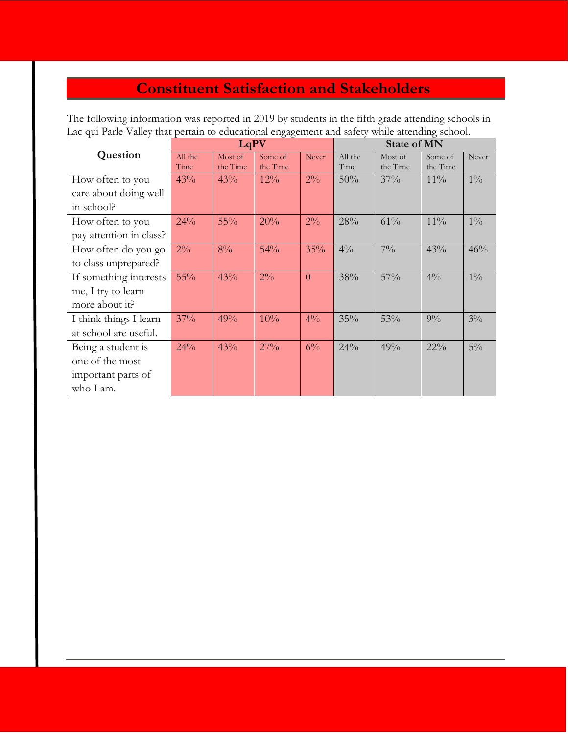## Constituent Satisfaction and Stakeholders

The following information was reported in 2019 by students in the fifth grade attending schools in Lac qui Parle Valley that pertain to educational engagement and safety while attending school.

| Question | LqPV | | | | State of MN | | | |
|---|---|---|---|---|---|---|---|---|
| | All the Time | Most of the Time | Some of the Time | Never | All the Time | Most of the Time | Some of the Time | Never |
| How often to you care about doing well in school? | 43% | 43% | 12% | 2% | 50% | 37% | 11% | 1% |
| How often to you pay attention in class? | 24% | 55% | 20% | 2% | 28% | 61% | 11% | 1% |
| How often do you go to class unprepared? | 2% | 8% | 54% | 35% | 4% | 7% | 43% | 46% |
| If something interests me, I try to learn more about it? | 55% | 43% | 2% | 0 | 38% | 57% | 4% | 1% |
| I think things I learn at school are useful. | 37% | 49% | 10% | 4% | 35% | 53% | 9% | 3% |
| Being a student is one of the most important parts of who I am. | 24% | 43% | 27% | 6% | 24% | 49% | 22% | 5% |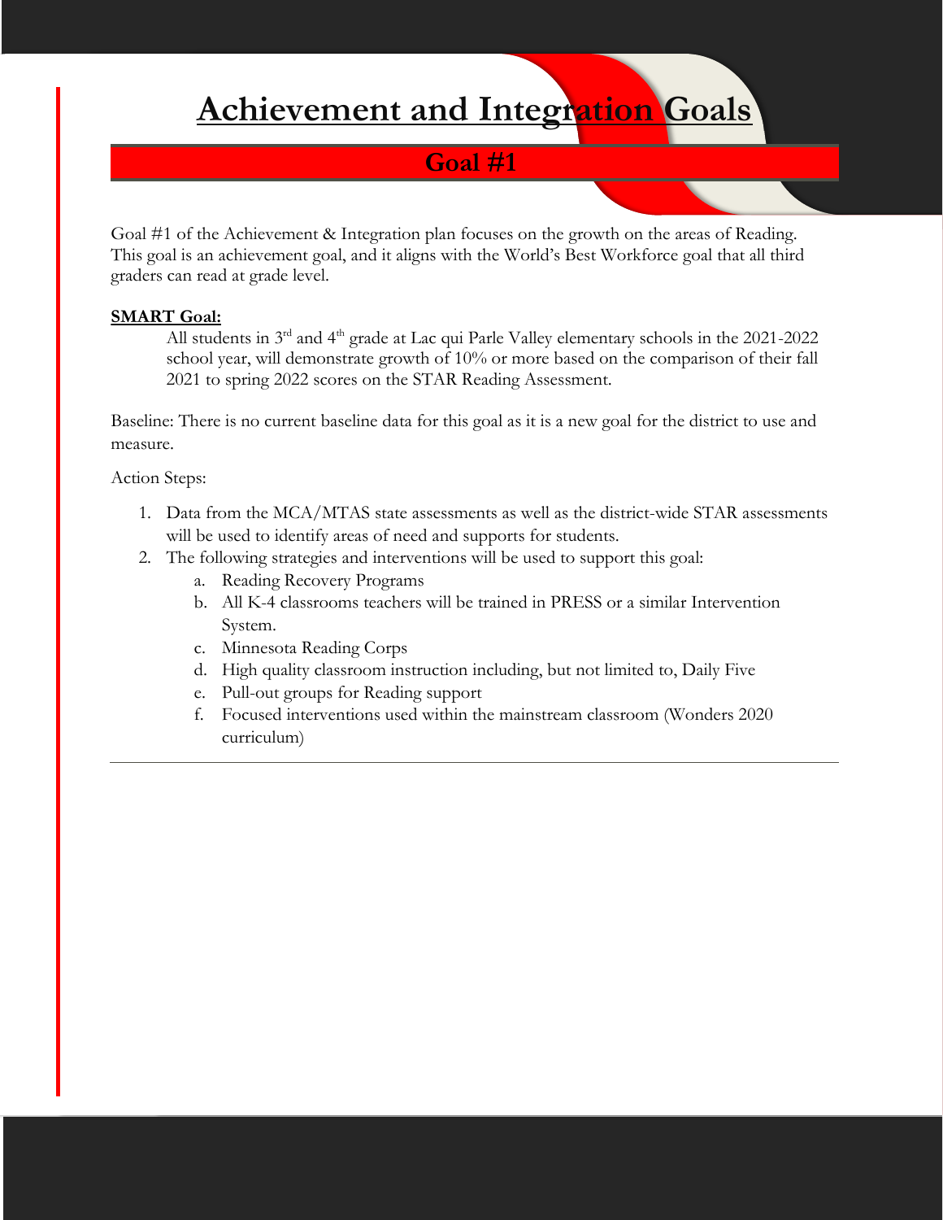# Achievement and Integration Goals

## Goal #1

Goal #1 of the Achievement & Integration plan focuses on the growth on the areas of Reading. This goal is an achievement goal, and it aligns with the World's Best Workforce goal that all third graders can read at grade level.

**SMART Goal:**

All students in 3rd and 4th grade at Lac qui Parle Valley elementary schools in the 2021-2022 school year, will demonstrate growth of 10% or more based on the comparison of their fall 2021 to spring 2022 scores on the STAR Reading Assessment.

Baseline: There is no current baseline data for this goal as it is a new goal for the district to use and measure.

Action Steps:

1. Data from the MCA/MTAS state assessments as well as the district-wide STAR assessments will be used to identify areas of need and supports for students.
2. The following strategies and interventions will be used to support this goal:
   a. Reading Recovery Programs
   b. All K-4 classrooms teachers will be trained in PRESS or a similar Intervention System.
   c. Minnesota Reading Corps
   d. High quality classroom instruction including, but not limited to, Daily Five
   e. Pull-out groups for Reading support
   f. Focused interventions used within the mainstream classroom (Wonders 2020 curriculum)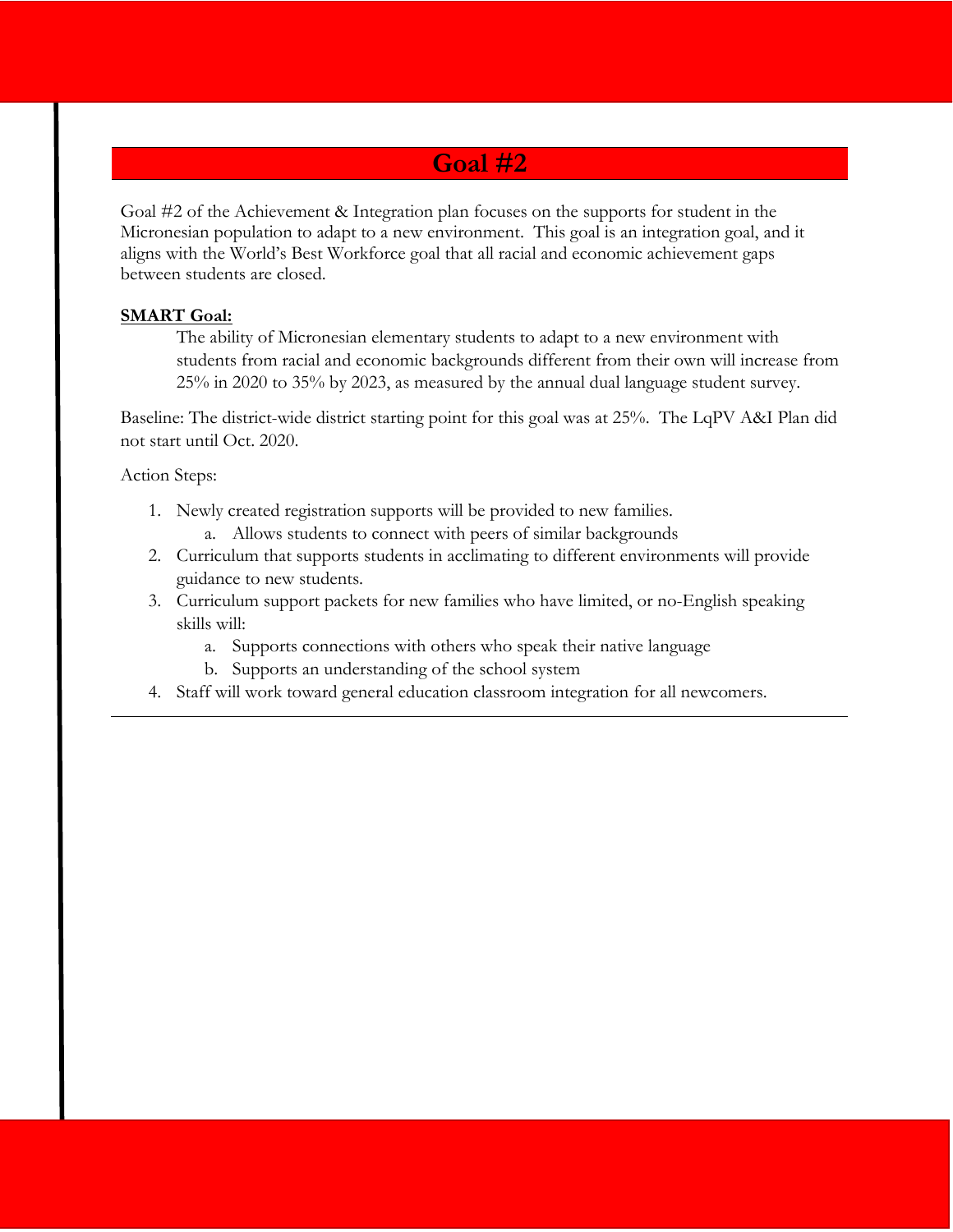# Goal #2

Goal #2 of the Achievement & Integration plan focuses on the supports for student in the Micronesian population to adapt to a new environment. This goal is an integration goal, and it aligns with the World's Best Workforce goal that all racial and economic achievement gaps between students are closed.

**SMART Goal:**

> The ability of Micronesian elementary students to adapt to a new environment with students from racial and economic backgrounds different from their own will increase from 25% in 2020 to 35% by 2023, as measured by the annual dual language student survey.

Baseline: The district-wide district starting point for this goal was at 25%. The LqPV A&I Plan did not start until Oct. 2020.

Action Steps:

1. Newly created registration supports will be provided to new families.
   a. Allows students to connect with peers of similar backgrounds
2. Curriculum that supports students in acclimating to different environments will provide guidance to new students.
3. Curriculum support packets for new families who have limited, or no-English speaking skills will:
   a. Supports connections with others who speak their native language
   b. Supports an understanding of the school system
4. Staff will work toward general education classroom integration for all newcomers.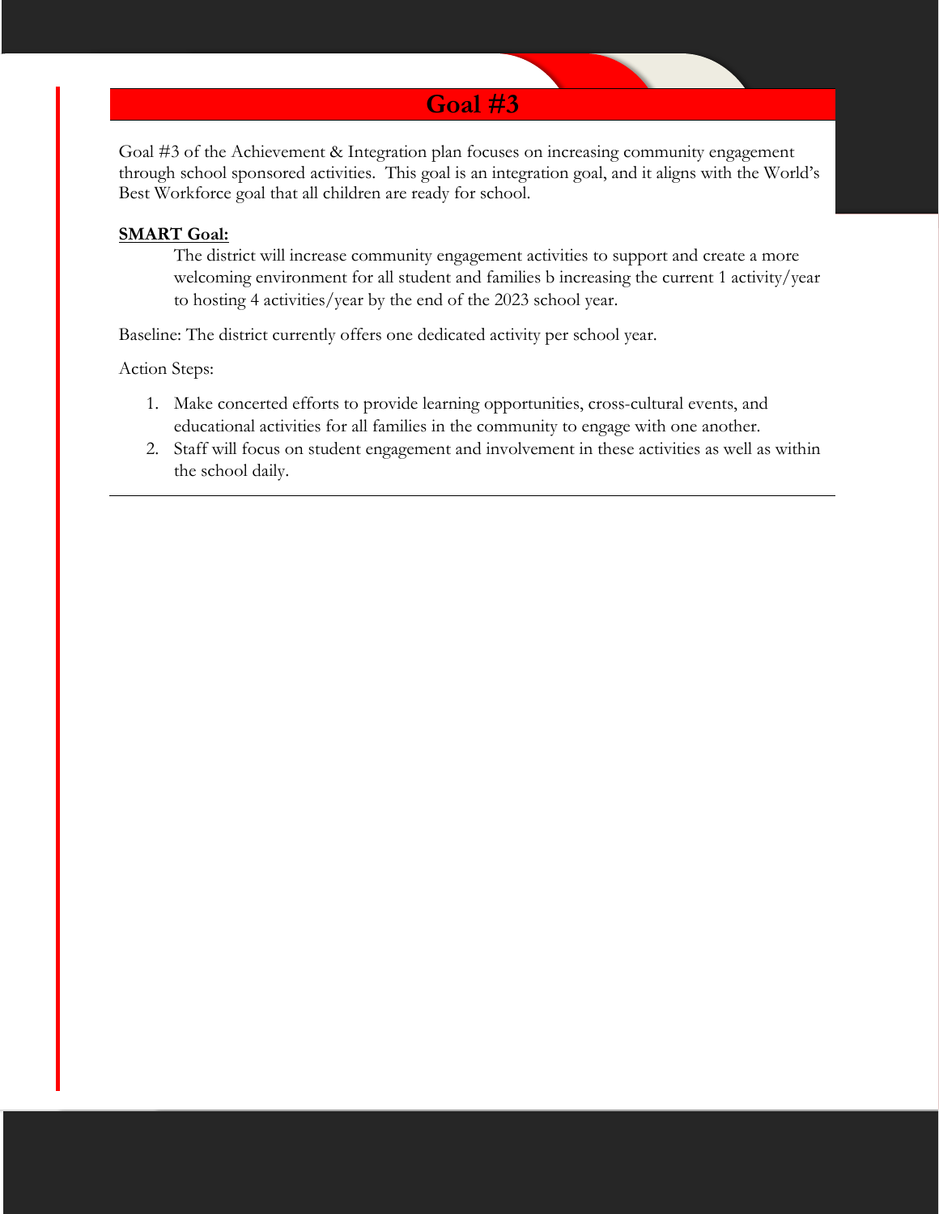# Goal #3

Goal #3 of the Achievement & Integration plan focuses on increasing community engagement through school sponsored activities. This goal is an integration goal, and it aligns with the World's Best Workforce goal that all children are ready for school.

**SMART Goal:**

The district will increase community engagement activities to support and create a more welcoming environment for all student and families b increasing the current 1 activity/year to hosting 4 activities/year by the end of the 2023 school year.

Baseline: The district currently offers one dedicated activity per school year.

Action Steps:

1. Make concerted efforts to provide learning opportunities, cross-cultural events, and educational activities for all families in the community to engage with one another.
2. Staff will focus on student engagement and involvement in these activities as well as within the school daily.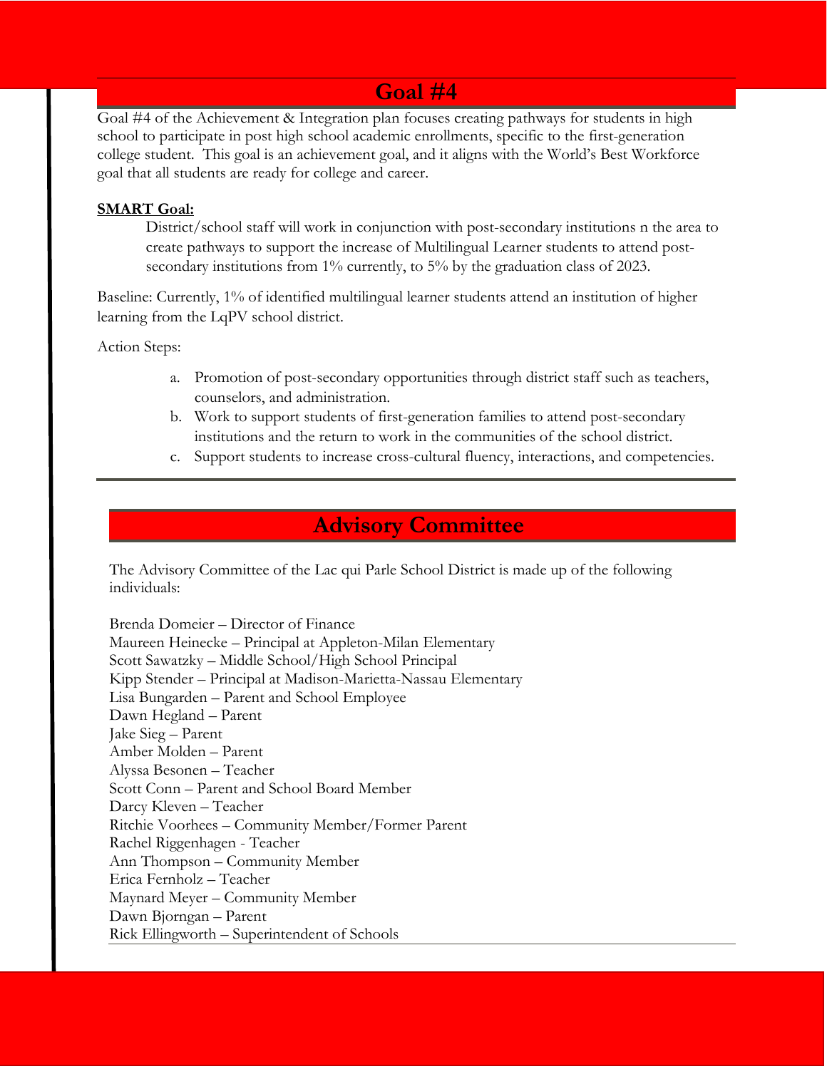## Goal #4

Goal #4 of the Achievement & Integration plan focuses creating pathways for students in high school to participate in post high school academic enrollments, specific to the first-generation college student. This goal is an achievement goal, and it aligns with the World's Best Workforce goal that all students are ready for college and career.

**SMART Goal:**

District/school staff will work in conjunction with post-secondary institutions n the area to create pathways to support the increase of Multilingual Learner students to attend post-secondary institutions from 1% currently, to 5% by the graduation class of 2023.

Baseline: Currently, 1% of identified multilingual learner students attend an institution of higher learning from the LqPV school district.

Action Steps:

a. Promotion of post-secondary opportunities through district staff such as teachers, counselors, and administration.
b. Work to support students of first-generation families to attend post-secondary institutions and the return to work in the communities of the school district.
c. Support students to increase cross-cultural fluency, interactions, and competencies.

## Advisory Committee

The Advisory Committee of the Lac qui Parle School District is made up of the following individuals:

Brenda Domeier – Director of Finance
Maureen Heinecke – Principal at Appleton-Milan Elementary
Scott Sawatzky – Middle School/High School Principal
Kipp Stender – Principal at Madison-Marietta-Nassau Elementary
Lisa Bungarden – Parent and School Employee
Dawn Hegland – Parent
Jake Sieg – Parent
Amber Molden – Parent
Alyssa Besonen – Teacher
Scott Conn – Parent and School Board Member
Darcy Kleven – Teacher
Ritchie Voorhees – Community Member/Former Parent
Rachel Riggenhagen - Teacher
Ann Thompson – Community Member
Erica Fernholz – Teacher
Maynard Meyer – Community Member
Dawn Bjorngan – Parent
Rick Ellingworth – Superintendent of Schools